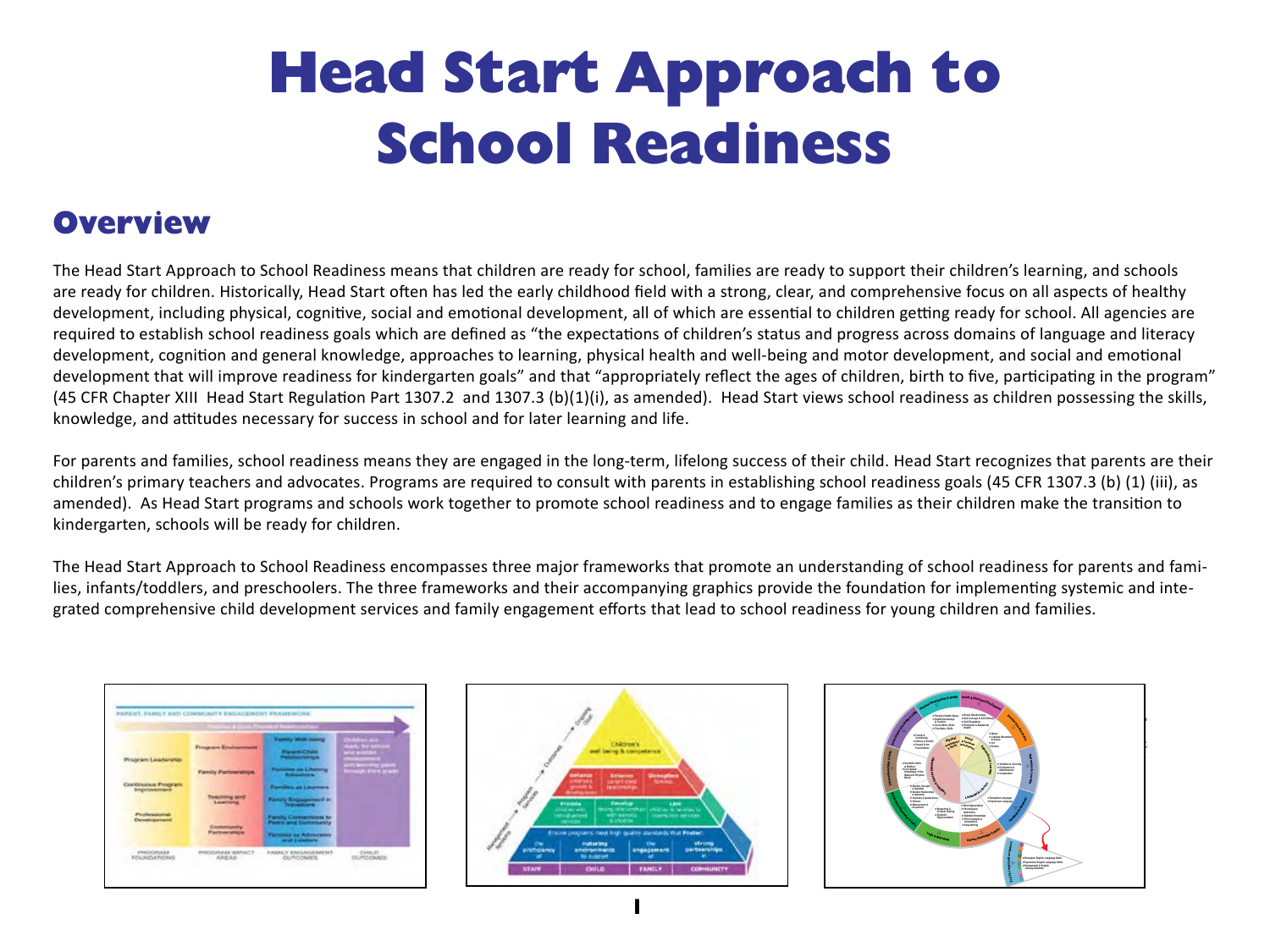# Head Start Approach to School Readiness

## Overview

The Head Start Approach to School Readiness means that children are ready for school, families are ready to support their children's learning, and schools are ready for children. Historically, Head Start often has led the early childhood field with a strong, clear, and comprehensive focus on all aspects of healthy development, including physical, cognitive, social and emotional development, all of which are essential to children getting ready for school. All agencies are required to establish school readiness goals which are defined as "the expectations of children's status and progress across domains of language and literacy development, cognition and general knowledge, approaches to learning, physical health and well-being and motor development, and social and emotional development that will improve readiness for kindergarten goals" and that "appropriately reflect the ages of children, birth to five, participating in the program" (45 CFR Chapter XIII Head Start Regulation Part 1307.2 and 1307.3 (b)(1)(i), as amended). Head Start views school readiness as children possessing the skills, knowledge, and attitudes necessary for success in school and for later learning and life.

For parents and families, school readiness means they are engaged in the long-term, lifelong success of their child. Head Start recognizes that parents are their children's primary teachers and advocates. Programs are required to consult with parents in establishing school readiness goals (45 CFR 1307.3 (b) (1) (iii), as amended). As Head Start programs and schools work together to promote school readiness and to engage families as their children make the transition to kindergarten, schools will be ready for children.

The Head Start Approach to School Readiness encompasses three major frameworks that promote an understanding of school readiness for parents and families, infants/toddlers, and preschoolers. The three frameworks and their accompanying graphics provide the foundation for implementing systemic and integrated comprehensive child development services and family engagement efforts that lead to school readiness for young children and families.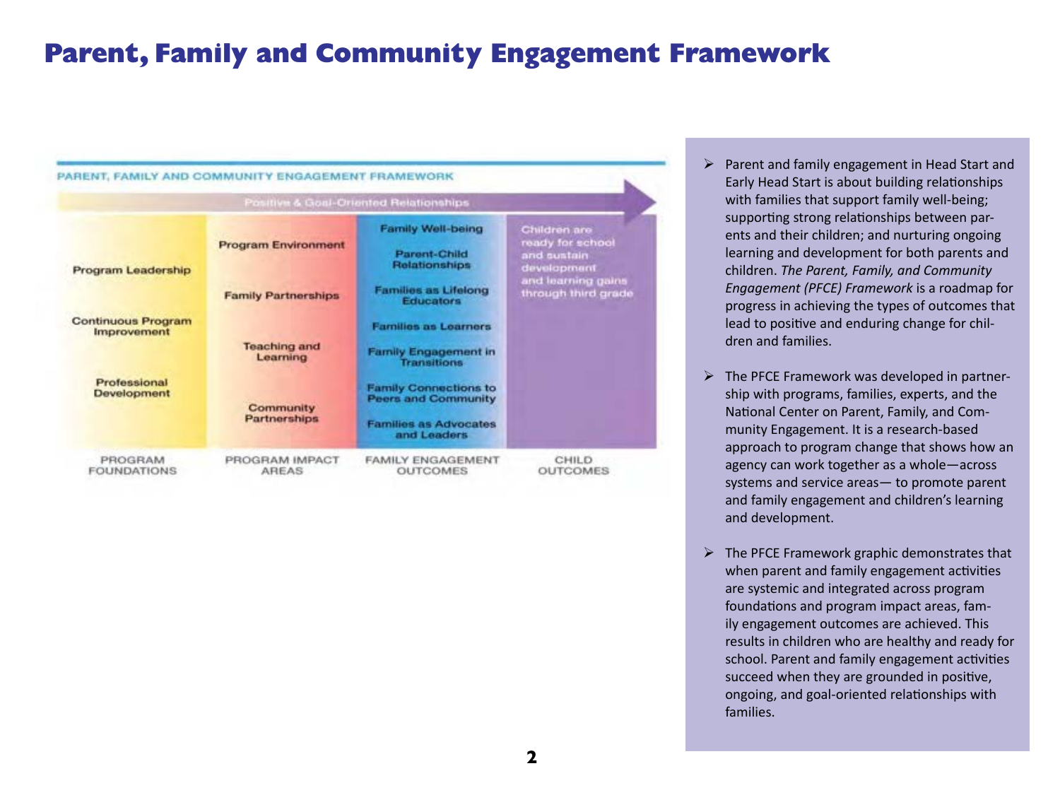# Parent, Family and Community Engagement Framework

PARENT, FAMILY AND COMMUNITY ENGAGEMENT FRAMEWORK

Positive & Goal-Oriented Relationships

| PROGRAM FOUNDATIONS | PROGRAM IMPACT AREAS | FAMILY ENGAGEMENT OUTCOMES | CHILD OUTCOMES |
| --- | --- | --- | --- |
| Program Leadership | Program Environment | Family Well-being | Children are ready for school and sustain development and learning gains through third grade |
| Continuous Program Improvement | Family Partnerships | Parent-Child Relationships | |
| Professional Development | Teaching and Learning | Families as Lifelong Educators | |
| | Community Partnerships | Families as Learners | |
| | | Family Engagement in Transitions | |
| | | Family Connections to Peers and Community | |
| | | Families as Advocates and Leaders | |

- Parent and family engagement in Head Start and Early Head Start is about building relationships with families that support family well-being; supporting strong relationships between parents and their children; and nurturing ongoing learning and development for both parents and children. *The Parent, Family, and Community Engagement (PFCE) Framework* is a roadmap for progress in achieving the types of outcomes that lead to positive and enduring change for children and families.

- The PFCE Framework was developed in partnership with programs, families, experts, and the National Center on Parent, Family, and Community Engagement. It is a research-based approach to program change that shows how an agency can work together as a whole—across systems and service areas— to promote parent and family engagement and children's learning and development.

- The PFCE Framework graphic demonstrates that when parent and family engagement activities are systemic and integrated across program foundations and program impact areas, family engagement outcomes are achieved. This results in children who are healthy and ready for school. Parent and family engagement activities succeed when they are grounded in positive, ongoing, and goal-oriented relationships with families.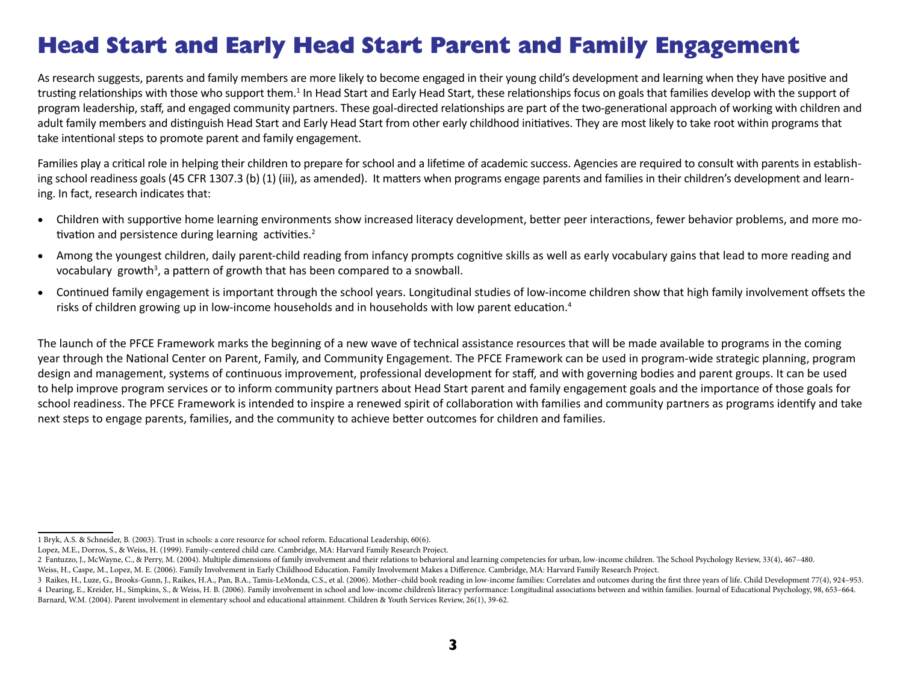# Head Start and Early Head Start Parent and Family Engagement

As research suggests, parents and family members are more likely to become engaged in their young child's development and learning when they have positive and trusting relationships with those who support them.[1] In Head Start and Early Head Start, these relationships focus on goals that families develop with the support of program leadership, staff, and engaged community partners. These goal-directed relationships are part of the two-generational approach of working with children and adult family members and distinguish Head Start and Early Head Start from other early childhood initiatives. They are most likely to take root within programs that take intentional steps to promote parent and family engagement.

Families play a critical role in helping their children to prepare for school and a lifetime of academic success. Agencies are required to consult with parents in establishing school readiness goals (45 CFR 1307.3 (b) (1) (iii), as amended). It matters when programs engage parents and families in their children's development and learning. In fact, research indicates that:

- Children with supportive home learning environments show increased literacy development, better peer interactions, fewer behavior problems, and more motivation and persistence during learning activities.[2]
- Among the youngest children, daily parent-child reading from infancy prompts cognitive skills as well as early vocabulary gains that lead to more reading and vocabulary growth[3], a pattern of growth that has been compared to a snowball.
- Continued family engagement is important through the school years. Longitudinal studies of low-income children show that high family involvement offsets the risks of children growing up in low-income households and in households with low parent education.[4]

The launch of the PFCE Framework marks the beginning of a new wave of technical assistance resources that will be made available to programs in the coming year through the National Center on Parent, Family, and Community Engagement. The PFCE Framework can be used in program-wide strategic planning, program design and management, systems of continuous improvement, professional development for staff, and with governing bodies and parent groups. It can be used to help improve program services or to inform community partners about Head Start parent and family engagement goals and the importance of those goals for school readiness. The PFCE Framework is intended to inspire a renewed spirit of collaboration with families and community partners as programs identify and take next steps to engage parents, families, and the community to achieve better outcomes for children and families.

---

1 Bryk, A.S. & Schneider, B. (2003). Trust in schools: a core resource for school reform. Educational Leadership, 60(6).
Lopez, M.E., Dorros, S., & Weiss, H. (1999). Family-centered child care. Cambridge, MA: Harvard Family Research Project.

2 Fantuzzo, J., McWayne, C., & Perry, M. (2004). Multiple dimensions of family involvement and their relations to behavioral and learning competencies for urban, low-income children. The School Psychology Review, 33(4), 467–480.
Weiss, H., Caspe, M., Lopez, M. E. (2006). Family Involvement in Early Childhood Education. Family Involvement Makes a Difference. Cambridge, MA: Harvard Family Research Project.

3 Raikes, H., Luze, G., Brooks-Gunn, J., Raikes, H.A., Pan, B.A., Tamis-LeMonda, C.S., et al. (2006). Mother–child book reading in low-income families: Correlates and outcomes during the first three years of life. Child Development 77(4), 924–953.

4 Dearing, E., Kreider, H., Simpkins, S., & Weiss, H. B. (2006). Family involvement in school and low-income children's literacy performance: Longitudinal associations between and within families. Journal of Educational Psychology, 98, 653–664.
Barnard, W.M. (2004). Parent involvement in elementary school and educational attainment. Children & Youth Services Review, 26(1), 39-62.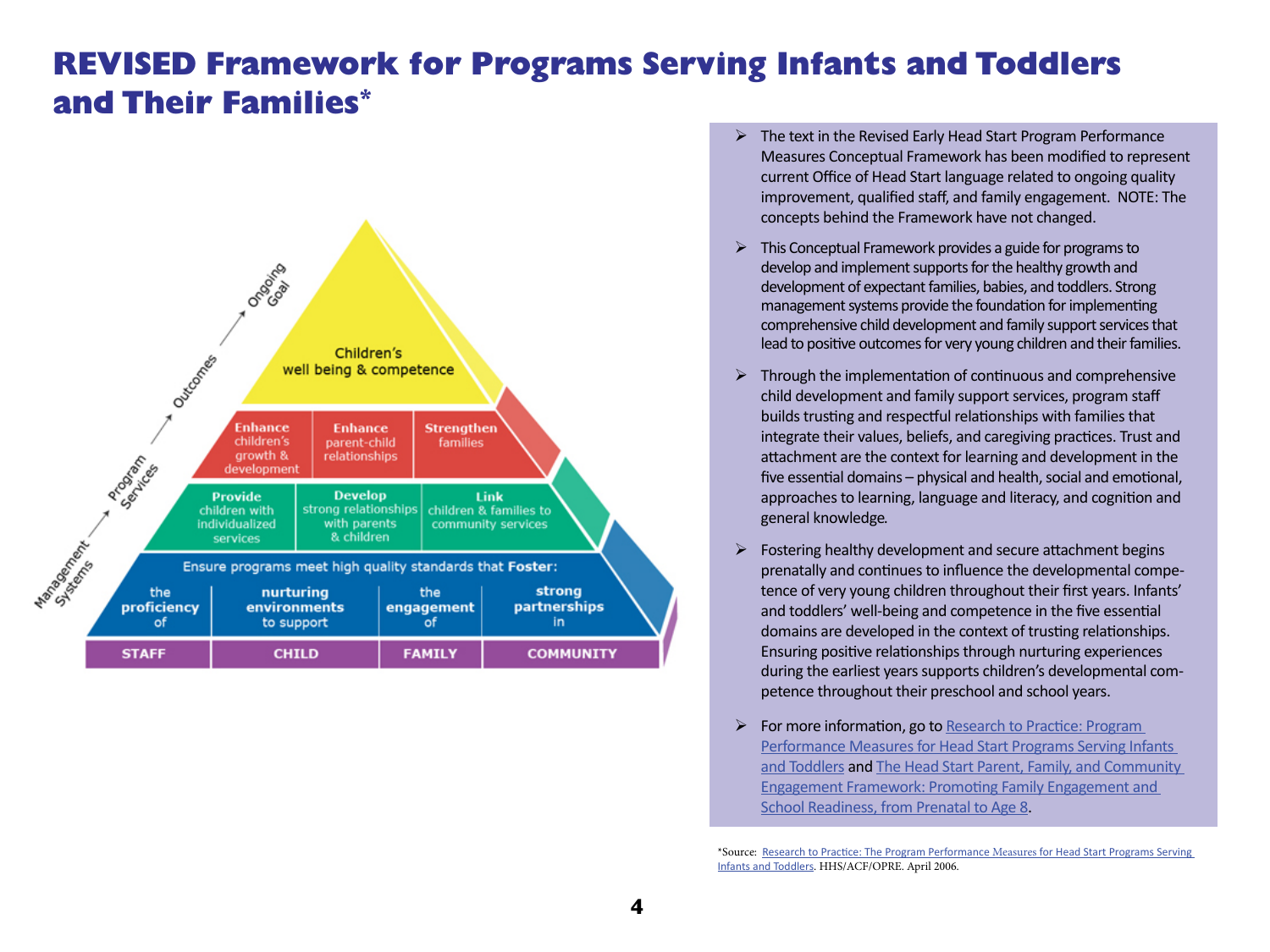# REVISED Framework for Programs Serving Infants and Toddlers and Their Families*

Children's well being & competence

| Enhance children's growth & development | Enhance parent-child relationships | Strengthen families |
|---|---|---|

| Provide children with individualized services | Develop strong relationships with parents & children | Link children & families to community services |
|---|---|---|

Ensure programs meet high quality standards that **Foster:**

| the **proficiency** of | **nurturing environments** to support | the **engagement** of | **strong partnerships** in |
|---|---|---|---|
| **STAFF** | **CHILD** | **FAMILY** | **COMMUNITY** |

Management Systems → Program Services → Outcomes → Ongoing Goal

- The text in the Revised Early Head Start Program Performance Measures Conceptual Framework has been modified to represent current Office of Head Start language related to ongoing quality improvement, qualified staff, and family engagement. NOTE: The concepts behind the Framework have not changed.
- This Conceptual Framework provides a guide for programs to develop and implement supports for the healthy growth and development of expectant families, babies, and toddlers. Strong management systems provide the foundation for implementing comprehensive child development and family support services that lead to positive outcomes for very young children and their families.
- Through the implementation of continuous and comprehensive child development and family support services, program staff builds trusting and respectful relationships with families that integrate their values, beliefs, and caregiving practices. Trust and attachment are the context for learning and development in the five essential domains – physical and health, social and emotional, approaches to learning, language and literacy, and cognition and general knowledge.
- Fostering healthy development and secure attachment begins prenatally and continues to influence the developmental competence of very young children throughout their first years. Infants' and toddlers' well-being and competence in the five essential domains are developed in the context of trusting relationships. Ensuring positive relationships through nurturing experiences during the earliest years supports children's developmental competence throughout their preschool and school years.
- For more information, go to Research to Practice: Program Performance Measures for Head Start Programs Serving Infants and Toddlers and The Head Start Parent, Family, and Community Engagement Framework: Promoting Family Engagement and School Readiness, from Prenatal to Age 8.

*Source: Research to Practice: The Program Performance Measures for Head Start Programs Serving Infants and Toddlers. HHS/ACF/OPRE. April 2006.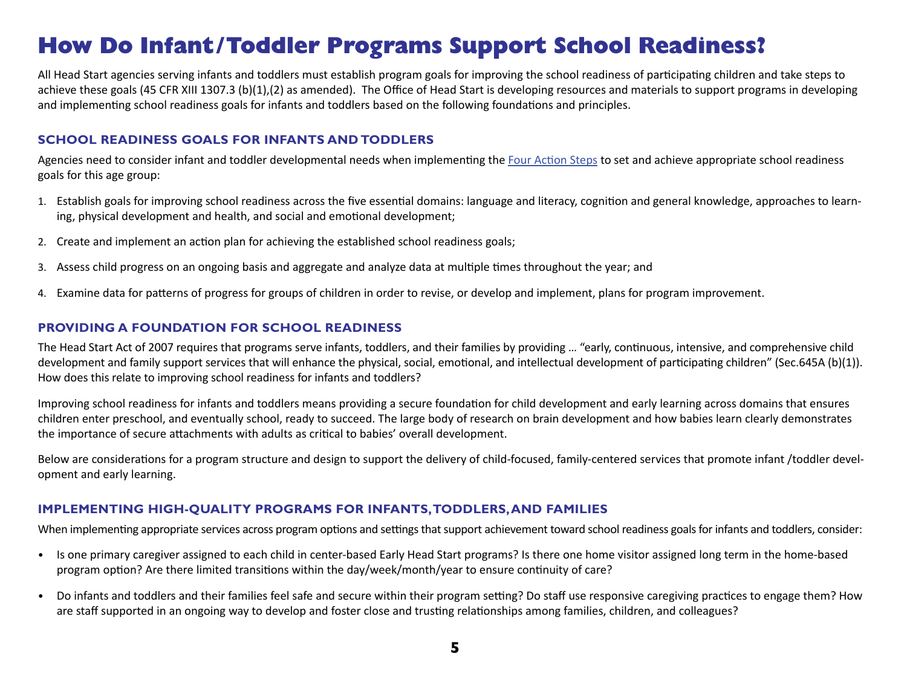# How Do Infant/Toddler Programs Support School Readiness?

All Head Start agencies serving infants and toddlers must establish program goals for improving the school readiness of participating children and take steps to achieve these goals (45 CFR XIII 1307.3 (b)(1),(2) as amended). The Office of Head Start is developing resources and materials to support programs in developing and implementing school readiness goals for infants and toddlers based on the following foundations and principles.

## SCHOOL READINESS GOALS FOR INFANTS AND TODDLERS

Agencies need to consider infant and toddler developmental needs when implementing the Four Action Steps to set and achieve appropriate school readiness goals for this age group:

1. Establish goals for improving school readiness across the five essential domains: language and literacy, cognition and general knowledge, approaches to learning, physical development and health, and social and emotional development;
2. Create and implement an action plan for achieving the established school readiness goals;
3. Assess child progress on an ongoing basis and aggregate and analyze data at multiple times throughout the year; and
4. Examine data for patterns of progress for groups of children in order to revise, or develop and implement, plans for program improvement.

## PROVIDING A FOUNDATION FOR SCHOOL READINESS

The Head Start Act of 2007 requires that programs serve infants, toddlers, and their families by providing … "early, continuous, intensive, and comprehensive child development and family support services that will enhance the physical, social, emotional, and intellectual development of participating children" (Sec.645A (b)(1)). How does this relate to improving school readiness for infants and toddlers?

Improving school readiness for infants and toddlers means providing a secure foundation for child development and early learning across domains that ensures children enter preschool, and eventually school, ready to succeed. The large body of research on brain development and how babies learn clearly demonstrates the importance of secure attachments with adults as critical to babies' overall development.

Below are considerations for a program structure and design to support the delivery of child-focused, family-centered services that promote infant /toddler development and early learning.

## IMPLEMENTING HIGH-QUALITY PROGRAMS FOR INFANTS, TODDLERS, AND FAMILIES

When implementing appropriate services across program options and settings that support achievement toward school readiness goals for infants and toddlers, consider:

- Is one primary caregiver assigned to each child in center-based Early Head Start programs? Is there one home visitor assigned long term in the home-based program option? Are there limited transitions within the day/week/month/year to ensure continuity of care?
- Do infants and toddlers and their families feel safe and secure within their program setting? Do staff use responsive caregiving practices to engage them? How are staff supported in an ongoing way to develop and foster close and trusting relationships among families, children, and colleagues?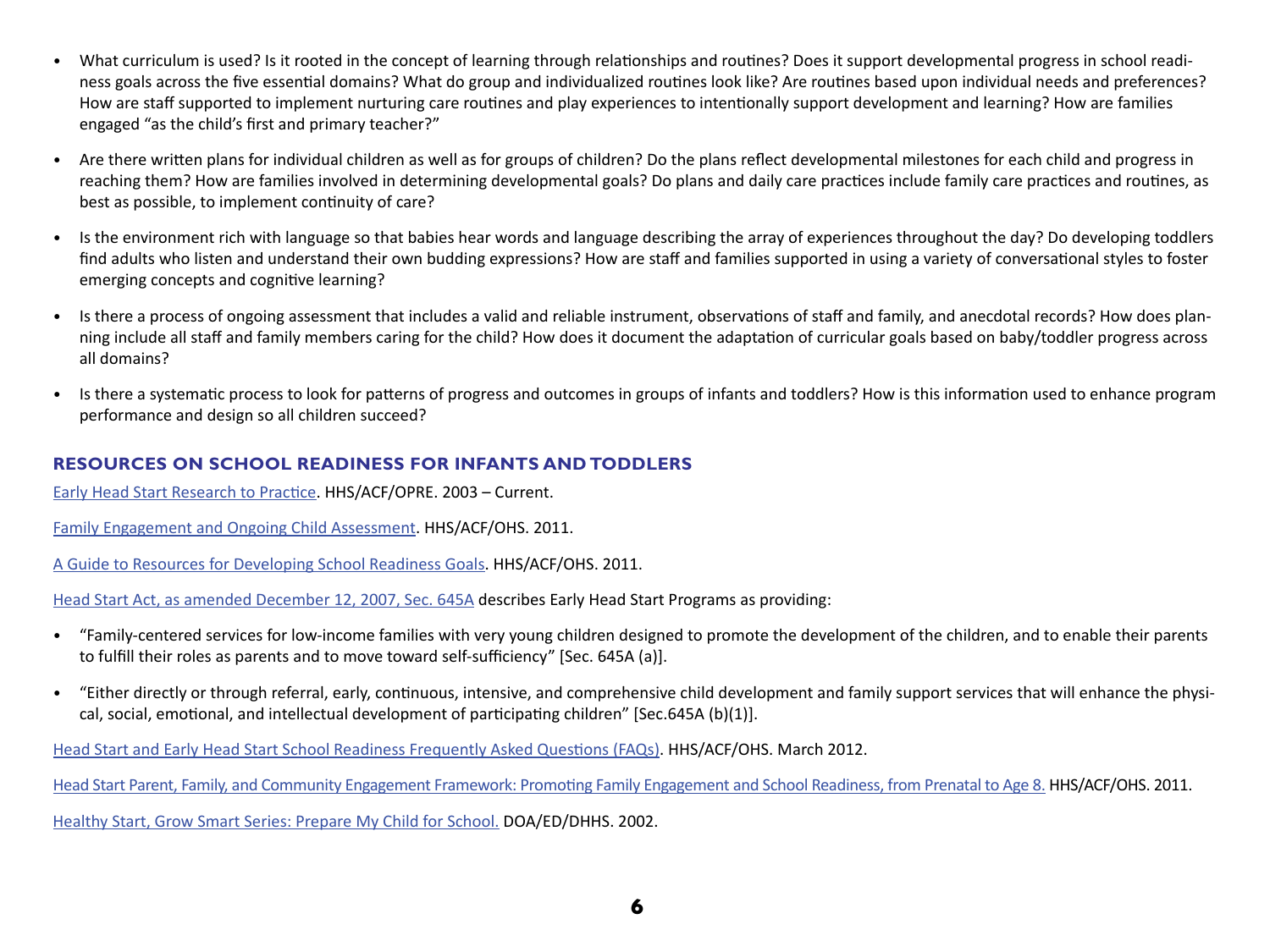- What curriculum is used? Is it rooted in the concept of learning through relationships and routines? Does it support developmental progress in school readiness goals across the five essential domains? What do group and individualized routines look like? Are routines based upon individual needs and preferences? How are staff supported to implement nurturing care routines and play experiences to intentionally support development and learning? How are families engaged "as the child's first and primary teacher?"

- Are there written plans for individual children as well as for groups of children? Do the plans reflect developmental milestones for each child and progress in reaching them? How are families involved in determining developmental goals? Do plans and daily care practices include family care practices and routines, as best as possible, to implement continuity of care?

- Is the environment rich with language so that babies hear words and language describing the array of experiences throughout the day? Do developing toddlers find adults who listen and understand their own budding expressions? How are staff and families supported in using a variety of conversational styles to foster emerging concepts and cognitive learning?

- Is there a process of ongoing assessment that includes a valid and reliable instrument, observations of staff and family, and anecdotal records? How does planning include all staff and family members caring for the child? How does it document the adaptation of curricular goals based on baby/toddler progress across all domains?

- Is there a systematic process to look for patterns of progress and outcomes in groups of infants and toddlers? How is this information used to enhance program performance and design so all children succeed?

## RESOURCES ON SCHOOL READINESS FOR INFANTS AND TODDLERS

Early Head Start Research to Practice. HHS/ACF/OPRE. 2003 – Current.

Family Engagement and Ongoing Child Assessment. HHS/ACF/OHS. 2011.

A Guide to Resources for Developing School Readiness Goals. HHS/ACF/OHS. 2011.

Head Start Act, as amended December 12, 2007, Sec. 645A describes Early Head Start Programs as providing:

- "Family-centered services for low-income families with very young children designed to promote the development of the children, and to enable their parents to fulfill their roles as parents and to move toward self-sufficiency" [Sec. 645A (a)].

- "Either directly or through referral, early, continuous, intensive, and comprehensive child development and family support services that will enhance the physical, social, emotional, and intellectual development of participating children" [Sec.645A (b)(1)].

Head Start and Early Head Start School Readiness Frequently Asked Questions (FAQs). HHS/ACF/OHS. March 2012.

Head Start Parent, Family, and Community Engagement Framework: Promoting Family Engagement and School Readiness, from Prenatal to Age 8. HHS/ACF/OHS. 2011.

Healthy Start, Grow Smart Series: Prepare My Child for School. DOA/ED/DHHS. 2002.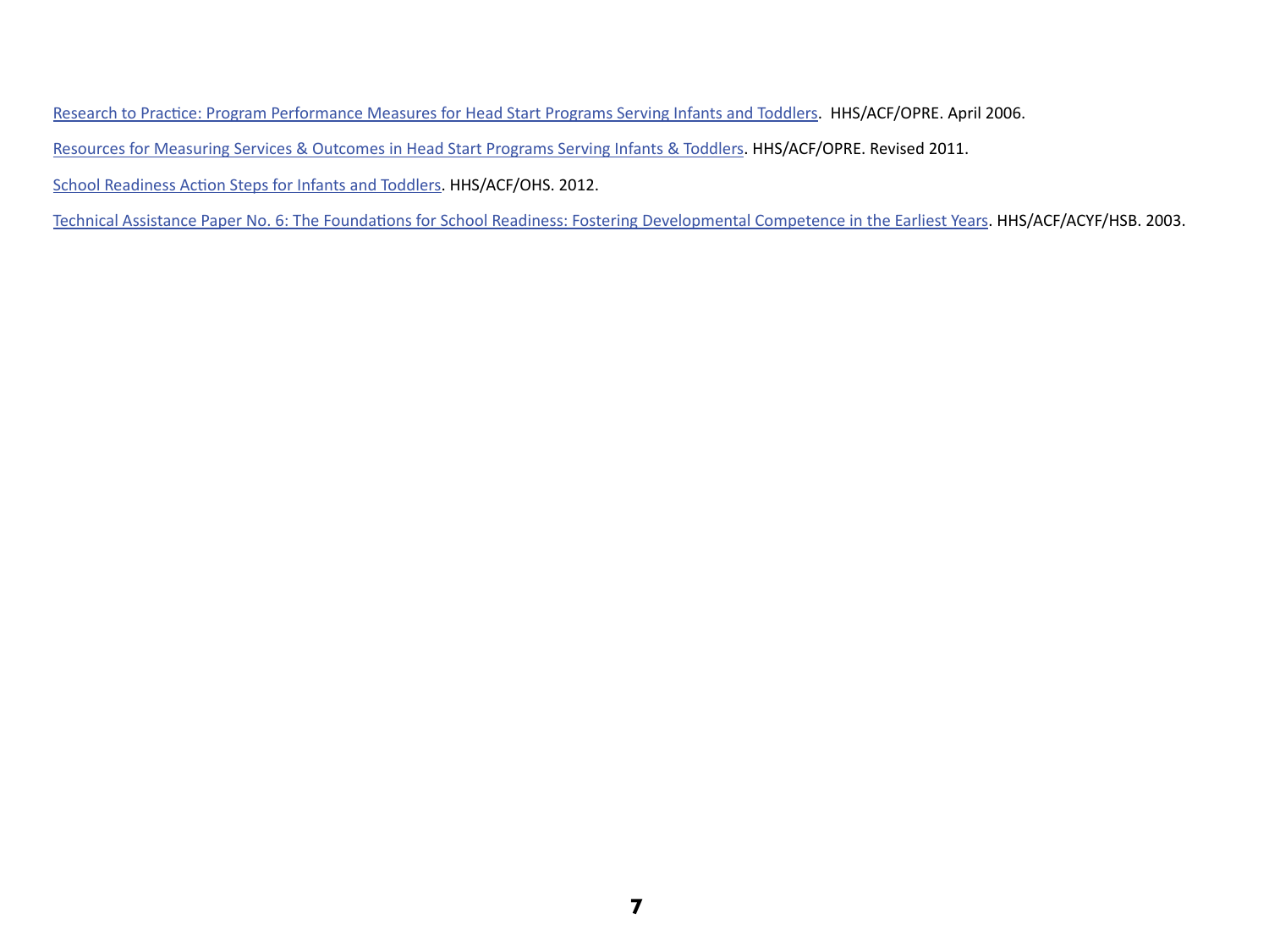Research to Practice: Program Performance Measures for Head Start Programs Serving Infants and Toddlers. HHS/ACF/OPRE. April 2006.

Resources for Measuring Services & Outcomes in Head Start Programs Serving Infants & Toddlers. HHS/ACF/OPRE. Revised 2011.

School Readiness Action Steps for Infants and Toddlers. HHS/ACF/OHS. 2012.

Technical Assistance Paper No. 6: The Foundations for School Readiness: Fostering Developmental Competence in the Earliest Years. HHS/ACF/ACYF/HSB. 2003.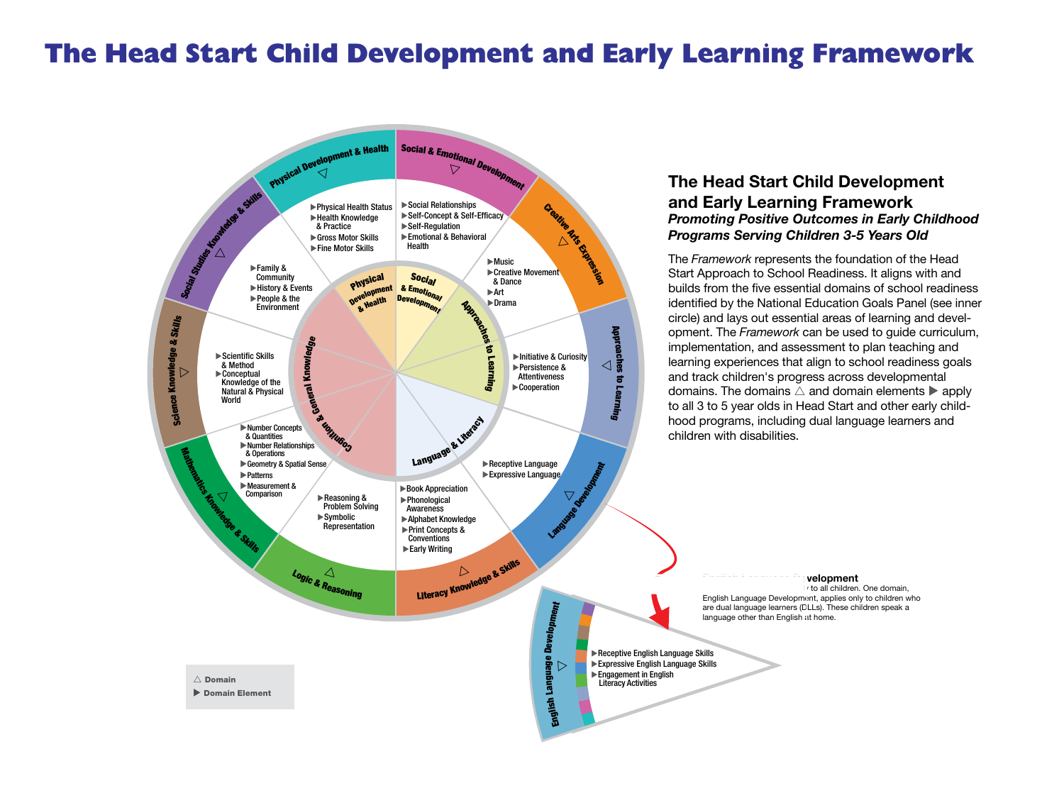# The Head Start Child Development and Early Learning Framework

## The Head Start Child Development and Early Learning Framework

***Promoting Positive Outcomes in Early Childhood Programs Serving Children 3-5 Years Old***

The *Framework* represents the foundation of the Head Start Approach to School Readiness. It aligns with and builds from the five essential domains of school readiness identified by the National Education Goals Panel (see inner circle) and lays out essential areas of learning and development. The *Framework* can be used to guide curriculum, implementation, and assessment to plan teaching and learning experiences that align to school readiness goals and track children's progress across developmental domains. The domains △ and domain elements ▶ apply to all 3 to 5 year olds in Head Start and other early childhood programs, including dual language learners and children with disabilities.

**Inner circle (five essential domains):** Physical Development & Health; Social & Emotional Development; Approaches to Learning; Language & Literacy; Cognition & General Knowledge

**Physical Development & Health** △
- ▶ Physical Health Status
- ▶ Health Knowledge & Practice
- ▶ Gross Motor Skills
- ▶ Fine Motor Skills

**Social & Emotional Development** △
- ▶ Social Relationships
- ▶ Self-Concept & Self-Efficacy
- ▶ Self-Regulation
- ▶ Emotional & Behavioral Health

**Creative Arts Expression** △
- ▶ Music
- ▶ Creative Movement & Dance
- ▶ Art
- ▶ Drama

**Approaches to Learning** △
- ▶ Initiative & Curiosity
- ▶ Persistence & Attentiveness
- ▶ Cooperation

**Language Development** △
- ▶ Receptive Language
- ▶ Expressive Language

**Literacy Knowledge & Skills** △
- ▶ Book Appreciation
- ▶ Phonological Awareness
- ▶ Alphabet Knowledge
- ▶ Print Concepts & Conventions
- ▶ Early Writing

**Logic & Reasoning** △
- ▶ Reasoning & Problem Solving
- ▶ Symbolic Representation

**Mathematics Knowledge & Skills** △
- ▶ Number Concepts & Quantities
- ▶ Number Relationships & Operations
- ▶ Geometry & Spatial Sense
- ▶ Patterns
- ▶ Measurement & Comparison

**Science Knowledge & Skills** △
- ▶ Scientific Skills & Method
- ▶ Conceptual Knowledge of the Natural & Physical World

**Social Studies Knowledge & Skills** △
- ▶ Family & Community
- ▶ History & Events
- ▶ People & the Environment

**English Language Development**

… to all children. One domain, English Language Development, applies only to children who are dual language learners (DLLs). These children speak a language other than English at home.

**English Language Development** △
- ▶ Receptive English Language Skills
- ▶ Expressive English Language Skills
- ▶ Engagement in English Literacy Activities

△ Domain
▶ Domain Element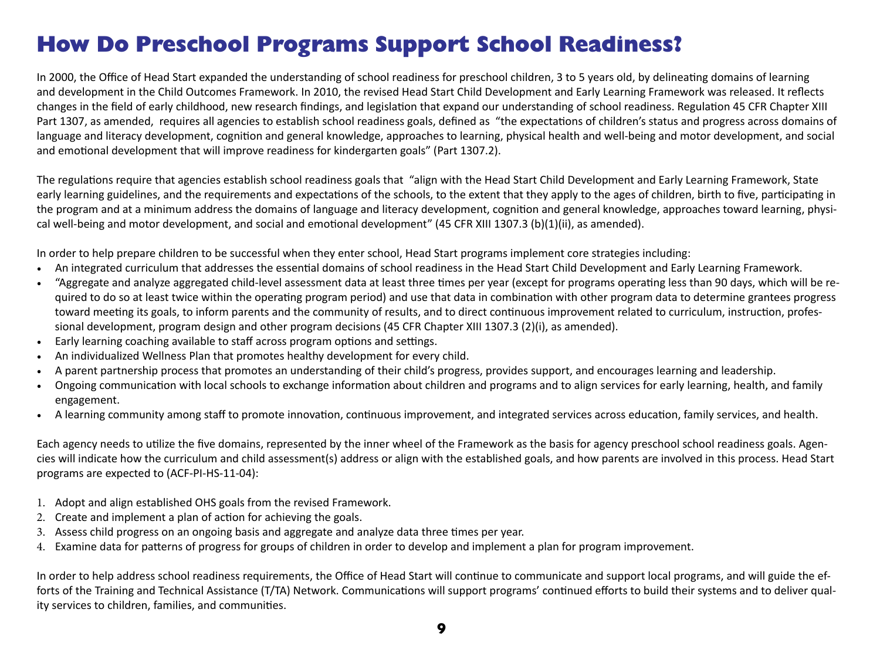# How Do Preschool Programs Support School Readiness?

In 2000, the Office of Head Start expanded the understanding of school readiness for preschool children, 3 to 5 years old, by delineating domains of learning and development in the Child Outcomes Framework. In 2010, the revised Head Start Child Development and Early Learning Framework was released. It reflects changes in the field of early childhood, new research findings, and legislation that expand our understanding of school readiness. Regulation 45 CFR Chapter XIII Part 1307, as amended, requires all agencies to establish school readiness goals, defined as "the expectations of children's status and progress across domains of language and literacy development, cognition and general knowledge, approaches to learning, physical health and well-being and motor development, and social and emotional development that will improve readiness for kindergarten goals" (Part 1307.2).

The regulations require that agencies establish school readiness goals that "align with the Head Start Child Development and Early Learning Framework, State early learning guidelines, and the requirements and expectations of the schools, to the extent that they apply to the ages of children, birth to five, participating in the program and at a minimum address the domains of language and literacy development, cognition and general knowledge, approaches toward learning, physical well-being and motor development, and social and emotional development" (45 CFR XIII 1307.3 (b)(1)(ii), as amended).

In order to help prepare children to be successful when they enter school, Head Start programs implement core strategies including:

- An integrated curriculum that addresses the essential domains of school readiness in the Head Start Child Development and Early Learning Framework.
- "Aggregate and analyze aggregated child-level assessment data at least three times per year (except for programs operating less than 90 days, which will be required to do so at least twice within the operating program period) and use that data in combination with other program data to determine grantees progress toward meeting its goals, to inform parents and the community of results, and to direct continuous improvement related to curriculum, instruction, professional development, program design and other program decisions (45 CFR Chapter XIII 1307.3 (2)(i), as amended).
- Early learning coaching available to staff across program options and settings.
- An individualized Wellness Plan that promotes healthy development for every child.
- A parent partnership process that promotes an understanding of their child's progress, provides support, and encourages learning and leadership.
- Ongoing communication with local schools to exchange information about children and programs and to align services for early learning, health, and family engagement.
- A learning community among staff to promote innovation, continuous improvement, and integrated services across education, family services, and health.

Each agency needs to utilize the five domains, represented by the inner wheel of the Framework as the basis for agency preschool school readiness goals. Agencies will indicate how the curriculum and child assessment(s) address or align with the established goals, and how parents are involved in this process. Head Start programs are expected to (ACF-PI-HS-11-04):

1. Adopt and align established OHS goals from the revised Framework.
2. Create and implement a plan of action for achieving the goals.
3. Assess child progress on an ongoing basis and aggregate and analyze data three times per year.
4. Examine data for patterns of progress for groups of children in order to develop and implement a plan for program improvement.

In order to help address school readiness requirements, the Office of Head Start will continue to communicate and support local programs, and will guide the efforts of the Training and Technical Assistance (T/TA) Network. Communications will support programs' continued efforts to build their systems and to deliver quality services to children, families, and communities.